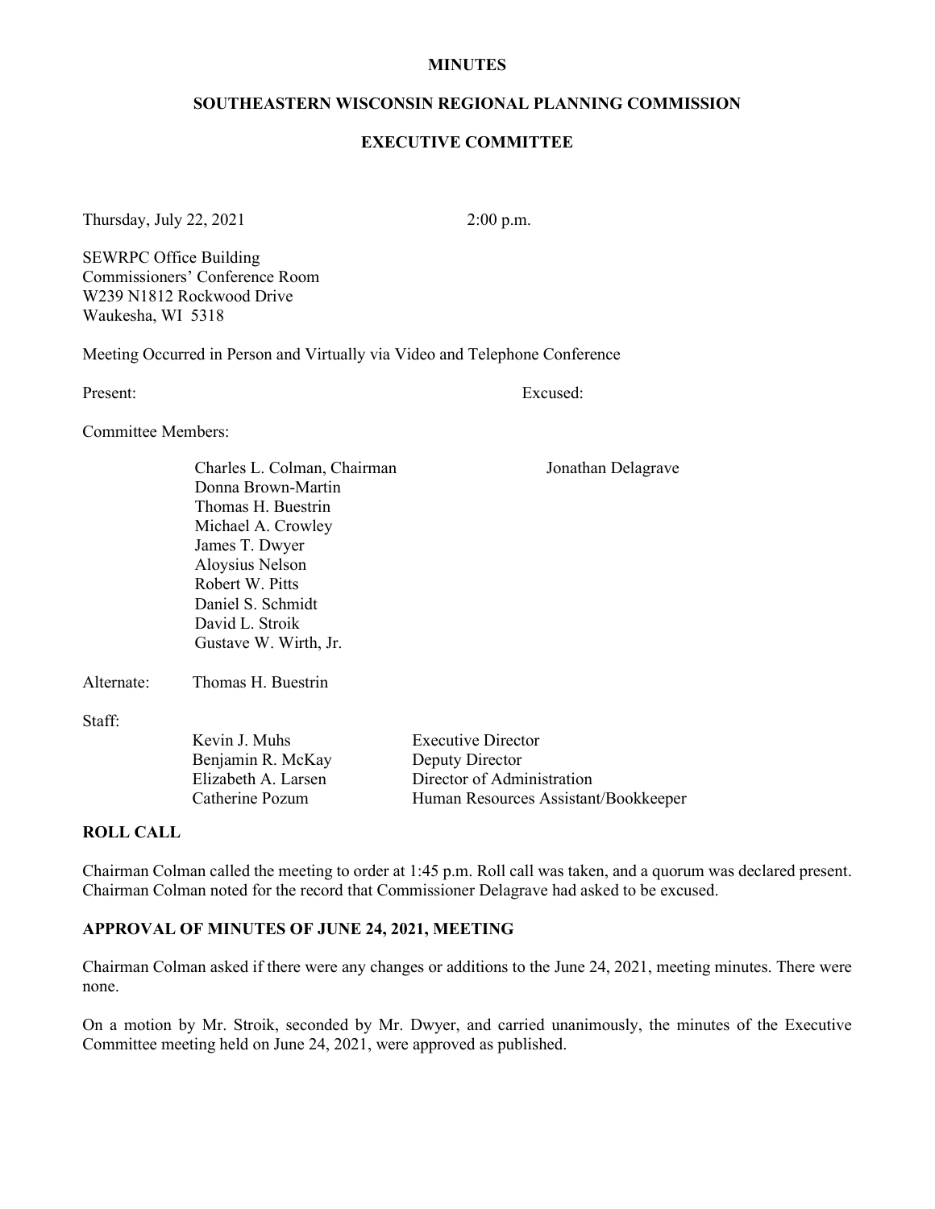**MINUTES**

**SOUTHEASTERN WISCONSIN REGIONAL PLANNING COMMISSION**

**EXECUTIVE COMMITTEE**

Thursday, July 22, 2021 2:00 p.m.

SEWRPC Office Building
Commissioners' Conference Room
W239 N1812 Rockwood Drive
Waukesha, WI 5318

Meeting Occurred in Person and Virtually via Video and Telephone Conference

Present: Excused:

Committee Members:

| Present | Excused |
|---|---|
| Charles L. Colman, Chairman | Jonathan Delagrave |
| Donna Brown-Martin | |
| Thomas H. Buestrin | |
| Michael A. Crowley | |
| James T. Dwyer | |
| Aloysius Nelson | |
| Robert W. Pitts | |
| Daniel S. Schmidt | |
| David L. Stroik | |
| Gustave W. Wirth, Jr. | |

Alternate: Thomas H. Buestrin

Staff:

| | |
|---|---|
| Kevin J. Muhs | Executive Director |
| Benjamin R. McKay | Deputy Director |
| Elizabeth A. Larsen | Director of Administration |
| Catherine Pozum | Human Resources Assistant/Bookkeeper |

**ROLL CALL**

Chairman Colman called the meeting to order at 1:45 p.m. Roll call was taken, and a quorum was declared present. Chairman Colman noted for the record that Commissioner Delagrave had asked to be excused.

**APPROVAL OF MINUTES OF JUNE 24, 2021, MEETING**

Chairman Colman asked if there were any changes or additions to the June 24, 2021, meeting minutes. There were none.

On a motion by Mr. Stroik, seconded by Mr. Dwyer, and carried unanimously, the minutes of the Executive Committee meeting held on June 24, 2021, were approved as published.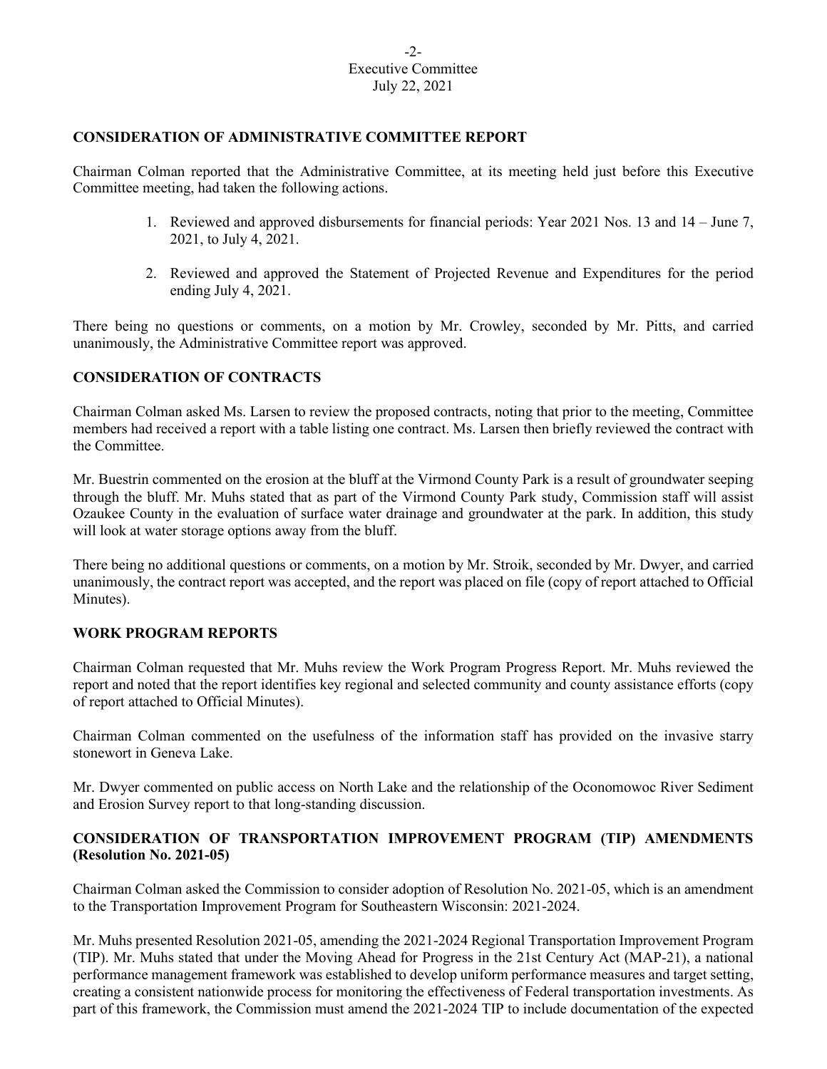**CONSIDERATION OF ADMINISTRATIVE COMMITTEE REPORT**

Chairman Colman reported that the Administrative Committee, at its meeting held just before this Executive Committee meeting, had taken the following actions.

1. Reviewed and approved disbursements for financial periods: Year 2021 Nos. 13 and 14 – June 7, 2021, to July 4, 2021.

2. Reviewed and approved the Statement of Projected Revenue and Expenditures for the period ending July 4, 2021.

There being no questions or comments, on a motion by Mr. Crowley, seconded by Mr. Pitts, and carried unanimously, the Administrative Committee report was approved.

**CONSIDERATION OF CONTRACTS**

Chairman Colman asked Ms. Larsen to review the proposed contracts, noting that prior to the meeting, Committee members had received a report with a table listing one contract. Ms. Larsen then briefly reviewed the contract with the Committee.

Mr. Buestrin commented on the erosion at the bluff at the Virmond County Park is a result of groundwater seeping through the bluff. Mr. Muhs stated that as part of the Virmond County Park study, Commission staff will assist Ozaukee County in the evaluation of surface water drainage and groundwater at the park. In addition, this study will look at water storage options away from the bluff.

There being no additional questions or comments, on a motion by Mr. Stroik, seconded by Mr. Dwyer, and carried unanimously, the contract report was accepted, and the report was placed on file (copy of report attached to Official Minutes).

**WORK PROGRAM REPORTS**

Chairman Colman requested that Mr. Muhs review the Work Program Progress Report. Mr. Muhs reviewed the report and noted that the report identifies key regional and selected community and county assistance efforts (copy of report attached to Official Minutes).

Chairman Colman commented on the usefulness of the information staff has provided on the invasive starry stonewort in Geneva Lake.

Mr. Dwyer commented on public access on North Lake and the relationship of the Oconomowoc River Sediment and Erosion Survey report to that long-standing discussion.

**CONSIDERATION OF TRANSPORTATION IMPROVEMENT PROGRAM (TIP) AMENDMENTS (Resolution No. 2021-05)**

Chairman Colman asked the Commission to consider adoption of Resolution No. 2021-05, which is an amendment to the Transportation Improvement Program for Southeastern Wisconsin: 2021-2024.

Mr. Muhs presented Resolution 2021-05, amending the 2021-2024 Regional Transportation Improvement Program (TIP). Mr. Muhs stated that under the Moving Ahead for Progress in the 21st Century Act (MAP-21), a national performance management framework was established to develop uniform performance measures and target setting, creating a consistent nationwide process for monitoring the effectiveness of Federal transportation investments. As part of this framework, the Commission must amend the 2021-2024 TIP to include documentation of the expected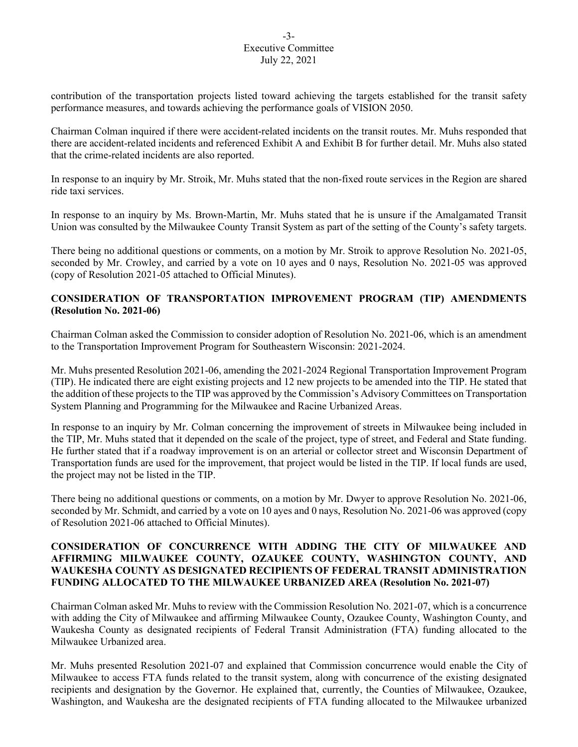contribution of the transportation projects listed toward achieving the targets established for the transit safety performance measures, and towards achieving the performance goals of VISION 2050.

Chairman Colman inquired if there were accident-related incidents on the transit routes. Mr. Muhs responded that there are accident-related incidents and referenced Exhibit A and Exhibit B for further detail. Mr. Muhs also stated that the crime-related incidents are also reported.

In response to an inquiry by Mr. Stroik, Mr. Muhs stated that the non-fixed route services in the Region are shared ride taxi services.

In response to an inquiry by Ms. Brown-Martin, Mr. Muhs stated that he is unsure if the Amalgamated Transit Union was consulted by the Milwaukee County Transit System as part of the setting of the County's safety targets.

There being no additional questions or comments, on a motion by Mr. Stroik to approve Resolution No. 2021-05, seconded by Mr. Crowley, and carried by a vote on 10 ayes and 0 nays, Resolution No. 2021-05 was approved (copy of Resolution 2021-05 attached to Official Minutes).

**CONSIDERATION OF TRANSPORTATION IMPROVEMENT PROGRAM (TIP) AMENDMENTS (Resolution No. 2021-06)**

Chairman Colman asked the Commission to consider adoption of Resolution No. 2021-06, which is an amendment to the Transportation Improvement Program for Southeastern Wisconsin: 2021-2024.

Mr. Muhs presented Resolution 2021-06, amending the 2021-2024 Regional Transportation Improvement Program (TIP). He indicated there are eight existing projects and 12 new projects to be amended into the TIP. He stated that the addition of these projects to the TIP was approved by the Commission's Advisory Committees on Transportation System Planning and Programming for the Milwaukee and Racine Urbanized Areas.

In response to an inquiry by Mr. Colman concerning the improvement of streets in Milwaukee being included in the TIP, Mr. Muhs stated that it depended on the scale of the project, type of street, and Federal and State funding. He further stated that if a roadway improvement is on an arterial or collector street and Wisconsin Department of Transportation funds are used for the improvement, that project would be listed in the TIP. If local funds are used, the project may not be listed in the TIP.

There being no additional questions or comments, on a motion by Mr. Dwyer to approve Resolution No. 2021-06, seconded by Mr. Schmidt, and carried by a vote on 10 ayes and 0 nays, Resolution No. 2021-06 was approved (copy of Resolution 2021-06 attached to Official Minutes).

**CONSIDERATION OF CONCURRENCE WITH ADDING THE CITY OF MILWAUKEE AND AFFIRMING MILWAUKEE COUNTY, OZAUKEE COUNTY, WASHINGTON COUNTY, AND WAUKESHA COUNTY AS DESIGNATED RECIPIENTS OF FEDERAL TRANSIT ADMINISTRATION FUNDING ALLOCATED TO THE MILWAUKEE URBANIZED AREA (Resolution No. 2021-07)**

Chairman Colman asked Mr. Muhs to review with the Commission Resolution No. 2021-07, which is a concurrence with adding the City of Milwaukee and affirming Milwaukee County, Ozaukee County, Washington County, and Waukesha County as designated recipients of Federal Transit Administration (FTA) funding allocated to the Milwaukee Urbanized area.

Mr. Muhs presented Resolution 2021-07 and explained that Commission concurrence would enable the City of Milwaukee to access FTA funds related to the transit system, along with concurrence of the existing designated recipients and designation by the Governor. He explained that, currently, the Counties of Milwaukee, Ozaukee, Washington, and Waukesha are the designated recipients of FTA funding allocated to the Milwaukee urbanized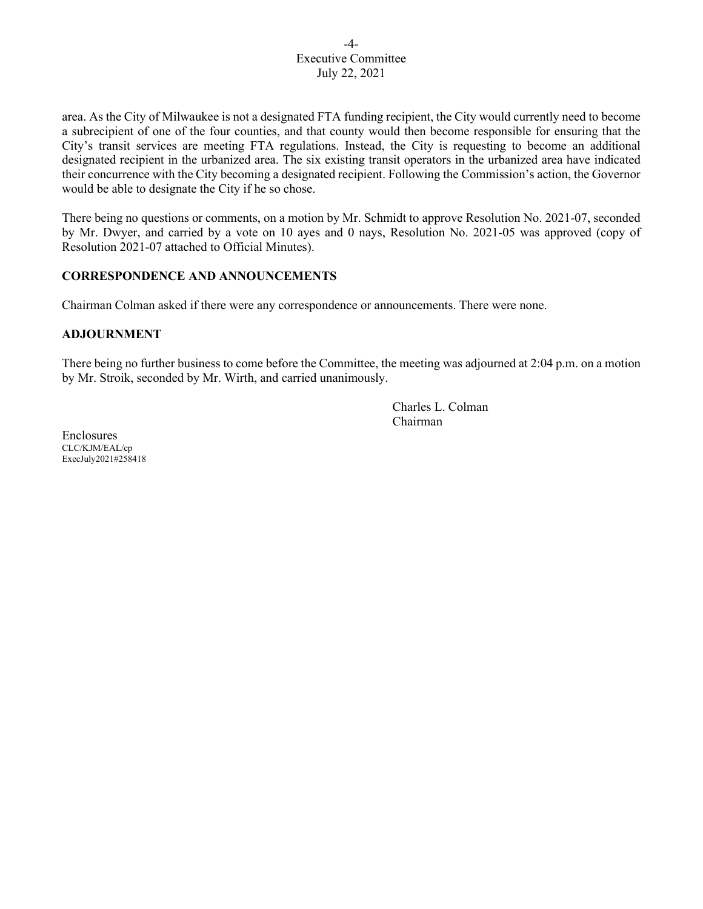area. As the City of Milwaukee is not a designated FTA funding recipient, the City would currently need to become a subrecipient of one of the four counties, and that county would then become responsible for ensuring that the City's transit services are meeting FTA regulations. Instead, the City is requesting to become an additional designated recipient in the urbanized area. The six existing transit operators in the urbanized area have indicated their concurrence with the City becoming a designated recipient. Following the Commission's action, the Governor would be able to designate the City if he so chose.

There being no questions or comments, on a motion by Mr. Schmidt to approve Resolution No. 2021-07, seconded by Mr. Dwyer, and carried by a vote on 10 ayes and 0 nays, Resolution No. 2021-05 was approved (copy of Resolution 2021-07 attached to Official Minutes).

## CORRESPONDENCE AND ANNOUNCEMENTS

Chairman Colman asked if there were any correspondence or announcements. There were none.

## ADJOURNMENT

There being no further business to come before the Committee, the meeting was adjourned at 2:04 p.m. on a motion by Mr. Stroik, seconded by Mr. Wirth, and carried unanimously.

Charles L. Colman
Chairman

Enclosures
CLC/KJM/EAL/cp
ExecJuly2021#258418